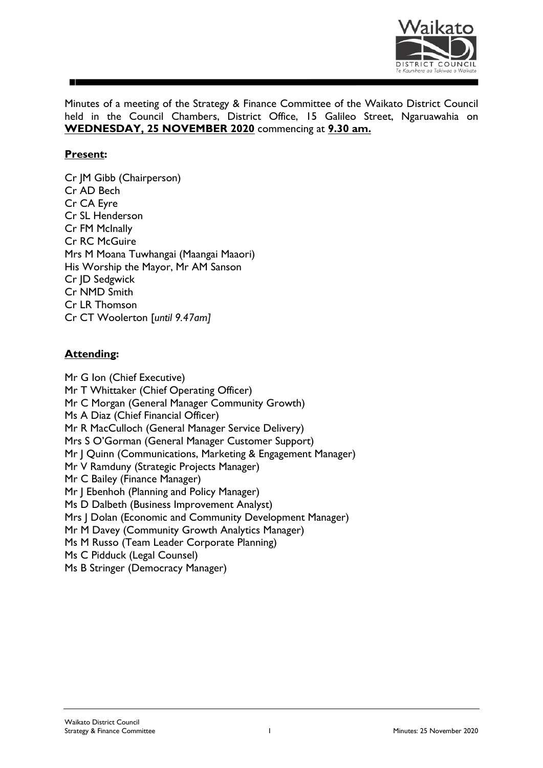Minutes of a meeting of the Strategy & Finance Committee of the Waikato District Council held in the Council Chambers, District Office, 15 Galileo Street, Ngaruawahia on **WEDNESDAY, 25 NOVEMBER 2020** commencing at **9.30 am.**

## Present:

Cr JM Gibb (Chairperson)
Cr AD Bech
Cr CA Eyre
Cr SL Henderson
Cr FM McInally
Cr RC McGuire
Mrs M Moana Tuwhangai (Maangai Maaori)
His Worship the Mayor, Mr AM Sanson
Cr JD Sedgwick
Cr NMD Smith
Cr LR Thomson
Cr CT Woolerton [*until 9.47am]*

## Attending:

Mr G Ion (Chief Executive)
Mr T Whittaker (Chief Operating Officer)
Mr C Morgan (General Manager Community Growth)
Ms A Diaz (Chief Financial Officer)
Mr R MacCulloch (General Manager Service Delivery)
Mrs S O'Gorman (General Manager Customer Support)
Mr J Quinn (Communications, Marketing & Engagement Manager)
Mr V Ramduny (Strategic Projects Manager)
Mr C Bailey (Finance Manager)
Mr J Ebenhoh (Planning and Policy Manager)
Ms D Dalbeth (Business Improvement Analyst)
Mrs J Dolan (Economic and Community Development Manager)
Mr M Davey (Community Growth Analytics Manager)
Ms M Russo (Team Leader Corporate Planning)
Ms C Pidduck (Legal Counsel)
Ms B Stringer (Democracy Manager)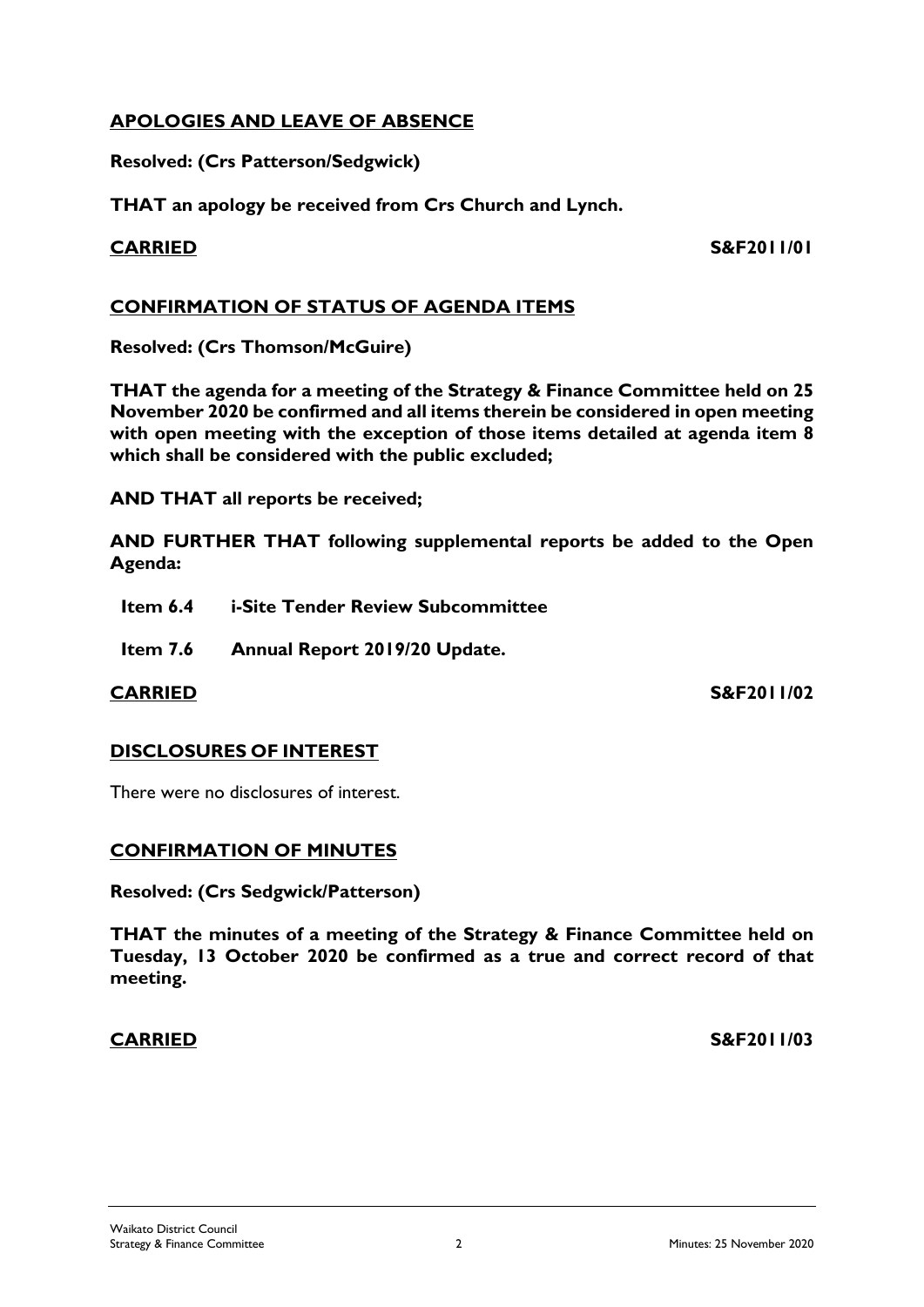## APOLOGIES AND LEAVE OF ABSENCE

**Resolved: (Crs Patterson/Sedgwick)**

**THAT an apology be received from Crs Church and Lynch.**

**CARRIED** **S&F2011/01**

## CONFIRMATION OF STATUS OF AGENDA ITEMS

**Resolved: (Crs Thomson/McGuire)**

**THAT the agenda for a meeting of the Strategy & Finance Committee held on 25 November 2020 be confirmed and all items therein be considered in open meeting with open meeting with the exception of those items detailed at agenda item 8 which shall be considered with the public excluded;**

**AND THAT all reports be received;**

**AND FURTHER THAT following supplemental reports be added to the Open Agenda:**

**Item 6.4 i-Site Tender Review Subcommittee**

**Item 7.6 Annual Report 2019/20 Update.**

**CARRIED** **S&F2011/02**

## DISCLOSURES OF INTEREST

There were no disclosures of interest.

## CONFIRMATION OF MINUTES

**Resolved: (Crs Sedgwick/Patterson)**

**THAT the minutes of a meeting of the Strategy & Finance Committee held on Tuesday, 13 October 2020 be confirmed as a true and correct record of that meeting.**

**CARRIED** **S&F2011/03**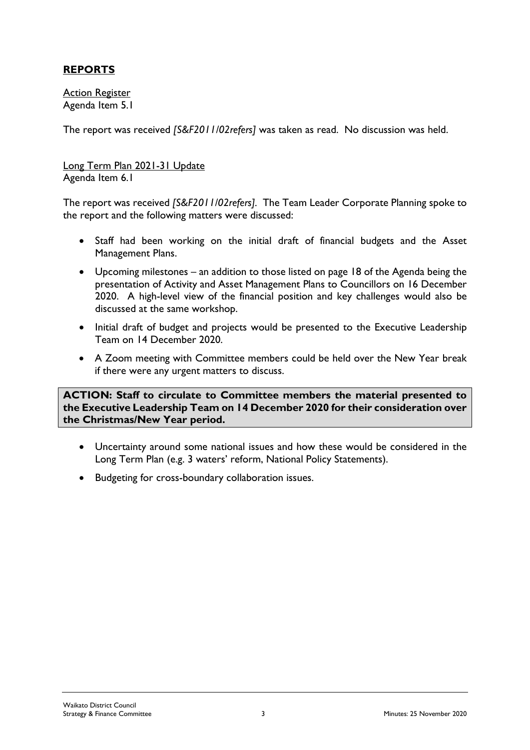## **REPORTS**

Action Register
Agenda Item 5.1

The report was received *[S&F2011/02refers]* was taken as read. No discussion was held.

Long Term Plan 2021-31 Update
Agenda Item 6.1

The report was received *[S&F2011/02refers]*. The Team Leader Corporate Planning spoke to the report and the following matters were discussed:

- Staff had been working on the initial draft of financial budgets and the Asset Management Plans.
- Upcoming milestones – an addition to those listed on page 18 of the Agenda being the presentation of Activity and Asset Management Plans to Councillors on 16 December 2020. A high-level view of the financial position and key challenges would also be discussed at the same workshop.
- Initial draft of budget and projects would be presented to the Executive Leadership Team on 14 December 2020.
- A Zoom meeting with Committee members could be held over the New Year break if there were any urgent matters to discuss.

**ACTION: Staff to circulate to Committee members the material presented to the Executive Leadership Team on 14 December 2020 for their consideration over the Christmas/New Year period.**

- Uncertainty around some national issues and how these would be considered in the Long Term Plan (e.g. 3 waters' reform, National Policy Statements).
- Budgeting for cross-boundary collaboration issues.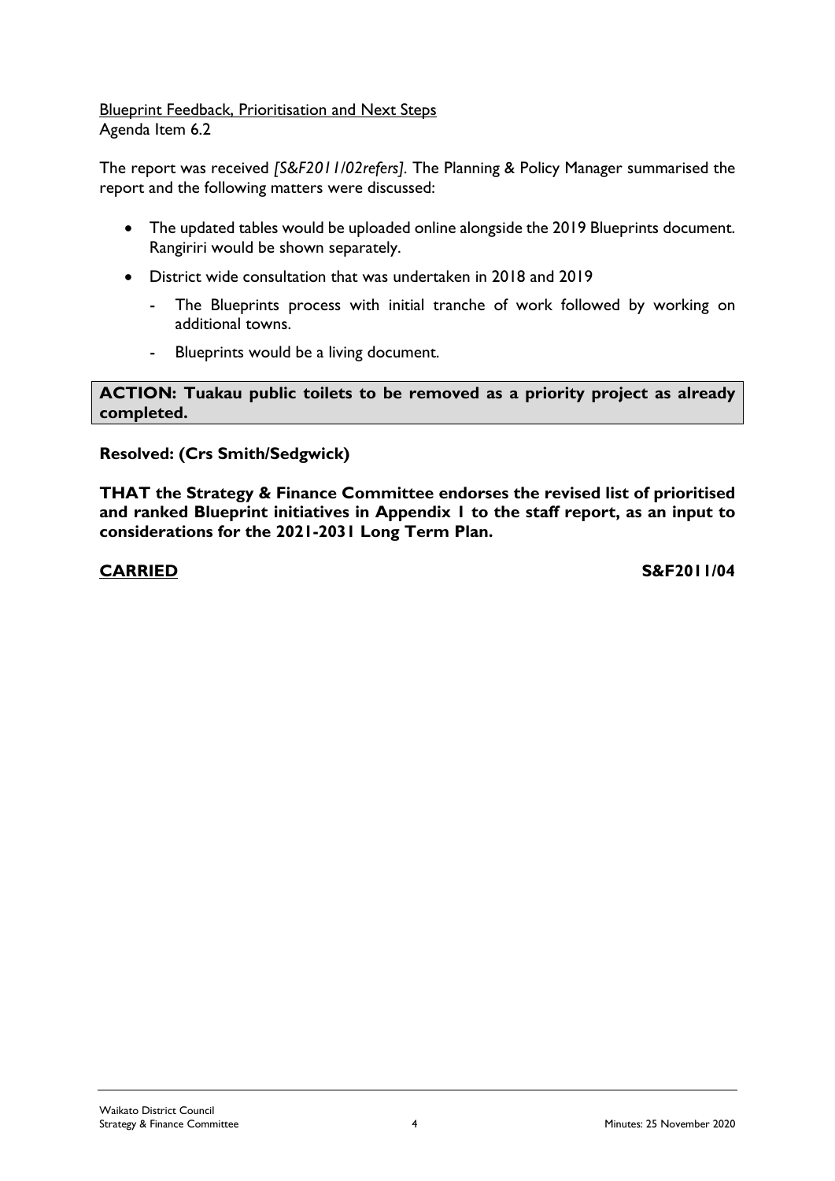Blueprint Feedback, Prioritisation and Next Steps
Agenda Item 6.2

The report was received *[S&F2011/02refers]*. The Planning & Policy Manager summarised the report and the following matters were discussed:

- The updated tables would be uploaded online alongside the 2019 Blueprints document. Rangiriri would be shown separately.
- District wide consultation that was undertaken in 2018 and 2019
  - The Blueprints process with initial tranche of work followed by working on additional towns.
  - Blueprints would be a living document.

**ACTION: Tuakau public toilets to be removed as a priority project as already completed.**

**Resolved: (Crs Smith/Sedgwick)**

**THAT the Strategy & Finance Committee endorses the revised list of prioritised and ranked Blueprint initiatives in Appendix 1 to the staff report, as an input to considerations for the 2021-2031 Long Term Plan.**

**CARRIED** **S&F2011/04**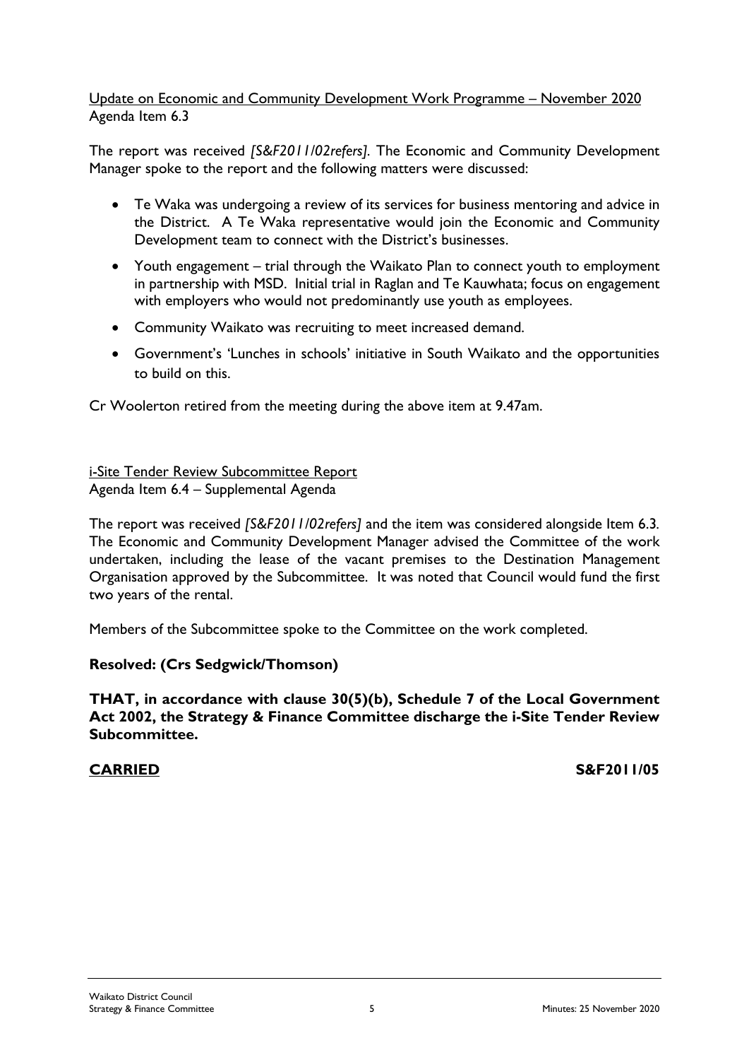Update on Economic and Community Development Work Programme – November 2020
Agenda Item 6.3

The report was received *[S&F2011/02refers]*. The Economic and Community Development Manager spoke to the report and the following matters were discussed:

- Te Waka was undergoing a review of its services for business mentoring and advice in the District. A Te Waka representative would join the Economic and Community Development team to connect with the District's businesses.
- Youth engagement – trial through the Waikato Plan to connect youth to employment in partnership with MSD. Initial trial in Raglan and Te Kauwhata; focus on engagement with employers who would not predominantly use youth as employees.
- Community Waikato was recruiting to meet increased demand.
- Government's 'Lunches in schools' initiative in South Waikato and the opportunities to build on this.

Cr Woolerton retired from the meeting during the above item at 9.47am.

i-Site Tender Review Subcommittee Report
Agenda Item 6.4 – Supplemental Agenda

The report was received *[S&F2011/02refers]* and the item was considered alongside Item 6.3. The Economic and Community Development Manager advised the Committee of the work undertaken, including the lease of the vacant premises to the Destination Management Organisation approved by the Subcommittee. It was noted that Council would fund the first two years of the rental.

Members of the Subcommittee spoke to the Committee on the work completed.

**Resolved: (Crs Sedgwick/Thomson)**

**THAT, in accordance with clause 30(5)(b), Schedule 7 of the Local Government Act 2002, the Strategy & Finance Committee discharge the i-Site Tender Review Subcommittee.**

**CARRIED** **S&F2011/05**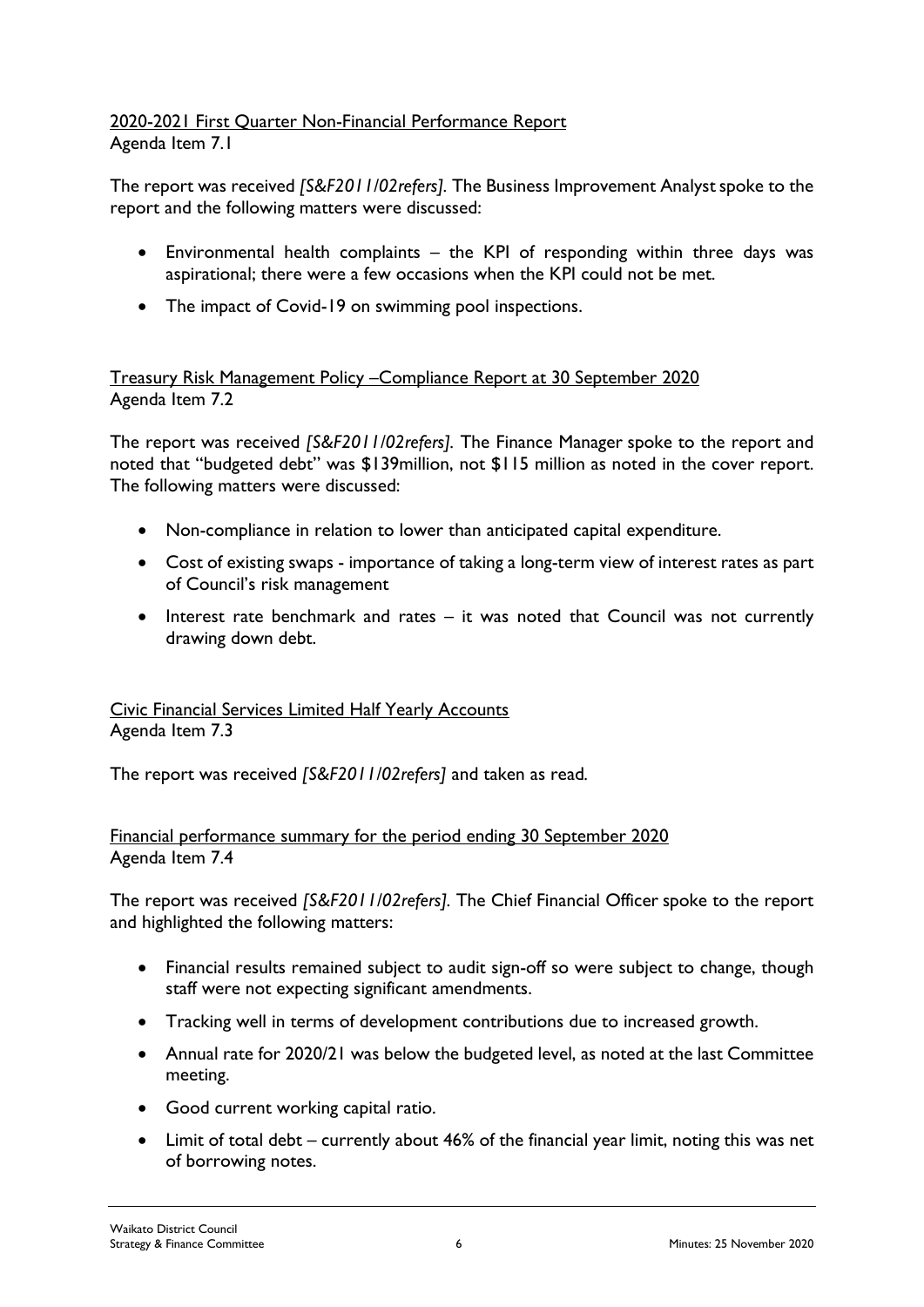<u>2020-2021 First Quarter Non-Financial Performance Report</u>
Agenda Item 7.1

The report was received *[S&F2011/02refers]*. The Business Improvement Analyst spoke to the report and the following matters were discussed:

- Environmental health complaints – the KPI of responding within three days was aspirational; there were a few occasions when the KPI could not be met.
- The impact of Covid-19 on swimming pool inspections.

<u>Treasury Risk Management Policy –Compliance Report at 30 September 2020</u>
Agenda Item 7.2

The report was received *[S&F2011/02refers]*. The Finance Manager spoke to the report and noted that "budgeted debt" was $139million, not $115 million as noted in the cover report. The following matters were discussed:

- Non-compliance in relation to lower than anticipated capital expenditure.
- Cost of existing swaps - importance of taking a long-term view of interest rates as part of Council's risk management
- Interest rate benchmark and rates – it was noted that Council was not currently drawing down debt.

<u>Civic Financial Services Limited Half Yearly Accounts</u>
Agenda Item 7.3

The report was received *[S&F2011/02refers]* and taken as read.

<u>Financial performance summary for the period ending 30 September 2020</u>
Agenda Item 7.4

The report was received *[S&F2011/02refers]*. The Chief Financial Officer spoke to the report and highlighted the following matters:

- Financial results remained subject to audit sign-off so were subject to change, though staff were not expecting significant amendments.
- Tracking well in terms of development contributions due to increased growth.
- Annual rate for 2020/21 was below the budgeted level, as noted at the last Committee meeting.
- Good current working capital ratio.
- Limit of total debt – currently about 46% of the financial year limit, noting this was net of borrowing notes.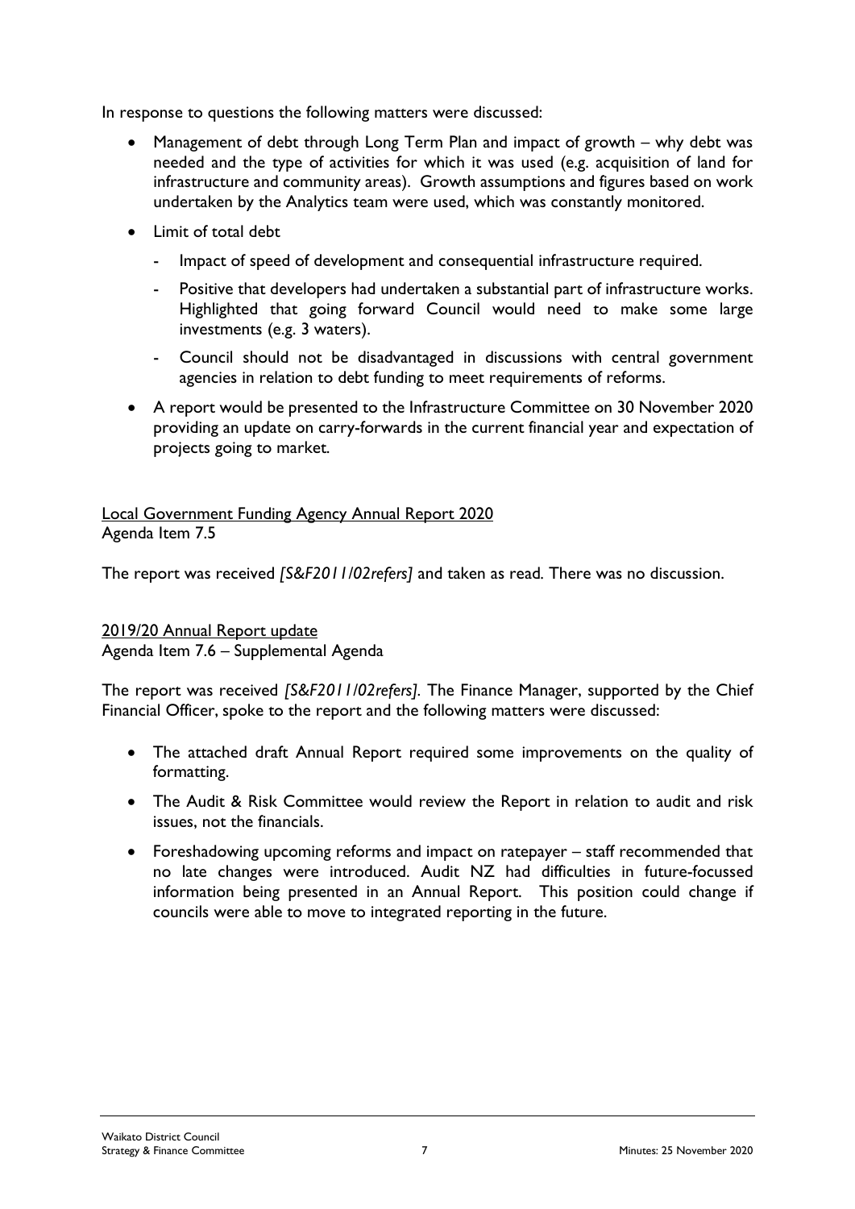In response to questions the following matters were discussed:

- Management of debt through Long Term Plan and impact of growth – why debt was needed and the type of activities for which it was used (e.g. acquisition of land for infrastructure and community areas). Growth assumptions and figures based on work undertaken by the Analytics team were used, which was constantly monitored.
- Limit of total debt
    - Impact of speed of development and consequential infrastructure required.
    - Positive that developers had undertaken a substantial part of infrastructure works. Highlighted that going forward Council would need to make some large investments (e.g. 3 waters).
    - Council should not be disadvantaged in discussions with central government agencies in relation to debt funding to meet requirements of reforms.
- A report would be presented to the Infrastructure Committee on 30 November 2020 providing an update on carry-forwards in the current financial year and expectation of projects going to market.

<u>Local Government Funding Agency Annual Report 2020</u>
Agenda Item 7.5

The report was received *[S&F2011/02refers]* and taken as read. There was no discussion.

<u>2019/20 Annual Report update</u>
Agenda Item 7.6 – Supplemental Agenda

The report was received *[S&F2011/02refers]*. The Finance Manager, supported by the Chief Financial Officer, spoke to the report and the following matters were discussed:

- The attached draft Annual Report required some improvements on the quality of formatting.
- The Audit & Risk Committee would review the Report in relation to audit and risk issues, not the financials.
- Foreshadowing upcoming reforms and impact on ratepayer – staff recommended that no late changes were introduced. Audit NZ had difficulties in future-focussed information being presented in an Annual Report. This position could change if councils were able to move to integrated reporting in the future.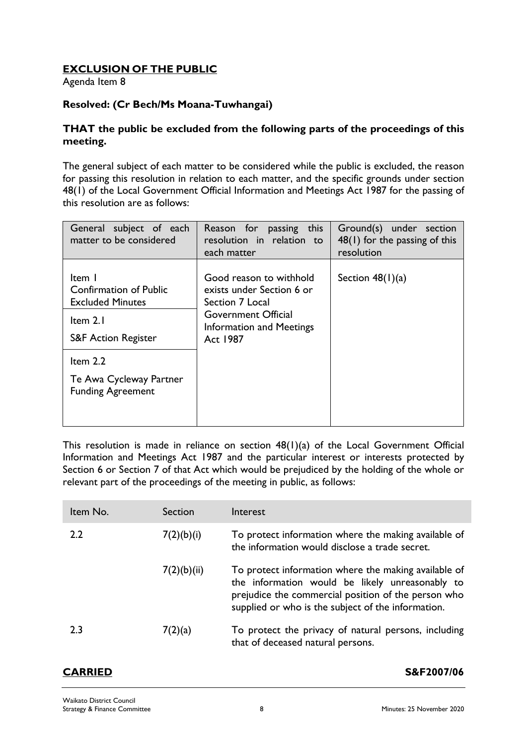## **EXCLUSION OF THE PUBLIC**

Agenda Item 8

**Resolved: (Cr Bech/Ms Moana-Tuwhangai)**

**THAT the public be excluded from the following parts of the proceedings of this meeting.**

The general subject of each matter to be considered while the public is excluded, the reason for passing this resolution in relation to each matter, and the specific grounds under section 48(1) of the Local Government Official Information and Meetings Act 1987 for the passing of this resolution are as follows:

| General subject of each matter to be considered | Reason for passing this resolution in relation to each matter | Ground(s) under section 48(1) for the passing of this resolution |
|---|---|---|
| Item 1<br>Confirmation of Public Excluded Minutes<br>Item 2.1<br>S&F Action Register<br>Item 2.2<br>Te Awa Cycleway Partner Funding Agreement | Good reason to withhold exists under Section 6 or Section 7 Local Government Official Information and Meetings Act 1987 | Section 48(1)(a) |

This resolution is made in reliance on section 48(1)(a) of the Local Government Official Information and Meetings Act 1987 and the particular interest or interests protected by Section 6 or Section 7 of that Act which would be prejudiced by the holding of the whole or relevant part of the proceedings of the meeting in public, as follows:

| Item No. | Section | Interest |
|---|---|---|
| 2.2 | 7(2)(b)(i) | To protect information where the making available of the information would disclose a trade secret. |
| | 7(2)(b)(ii) | To protect information where the making available of the information would be likely unreasonably to prejudice the commercial position of the person who supplied or who is the subject of the information. |
| 2.3 | 7(2)(a) | To protect the privacy of natural persons, including that of deceased natural persons. |

**CARRIED** **S&F2007/06**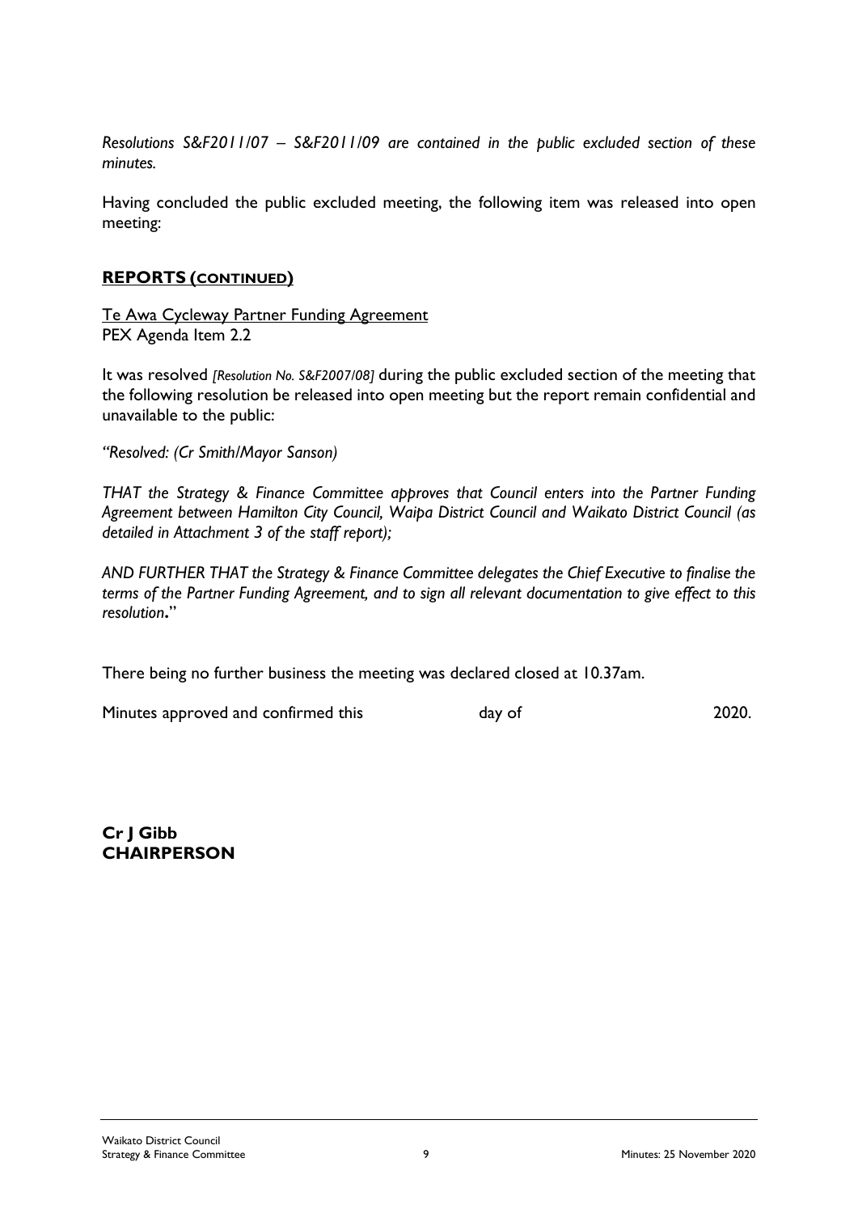*Resolutions S&F2011/07 – S&F2011/09 are contained in the public excluded section of these minutes.*

Having concluded the public excluded meeting, the following item was released into open meeting:

## REPORTS (CONTINUED)

Te Awa Cycleway Partner Funding Agreement
PEX Agenda Item 2.2

It was resolved *[Resolution No. S&F2007/08]* during the public excluded section of the meeting that the following resolution be released into open meeting but the report remain confidential and unavailable to the public:

*"Resolved: (Cr Smith/Mayor Sanson)*

*THAT the Strategy & Finance Committee approves that Council enters into the Partner Funding Agreement between Hamilton City Council, Waipa District Council and Waikato District Council (as detailed in Attachment 3 of the staff report);*

*AND FURTHER THAT the Strategy & Finance Committee delegates the Chief Executive to finalise the terms of the Partner Funding Agreement, and to sign all relevant documentation to give effect to this resolution*."

There being no further business the meeting was declared closed at 10.37am.

Minutes approved and confirmed this day of 2020.

**Cr J Gibb**
**CHAIRPERSON**